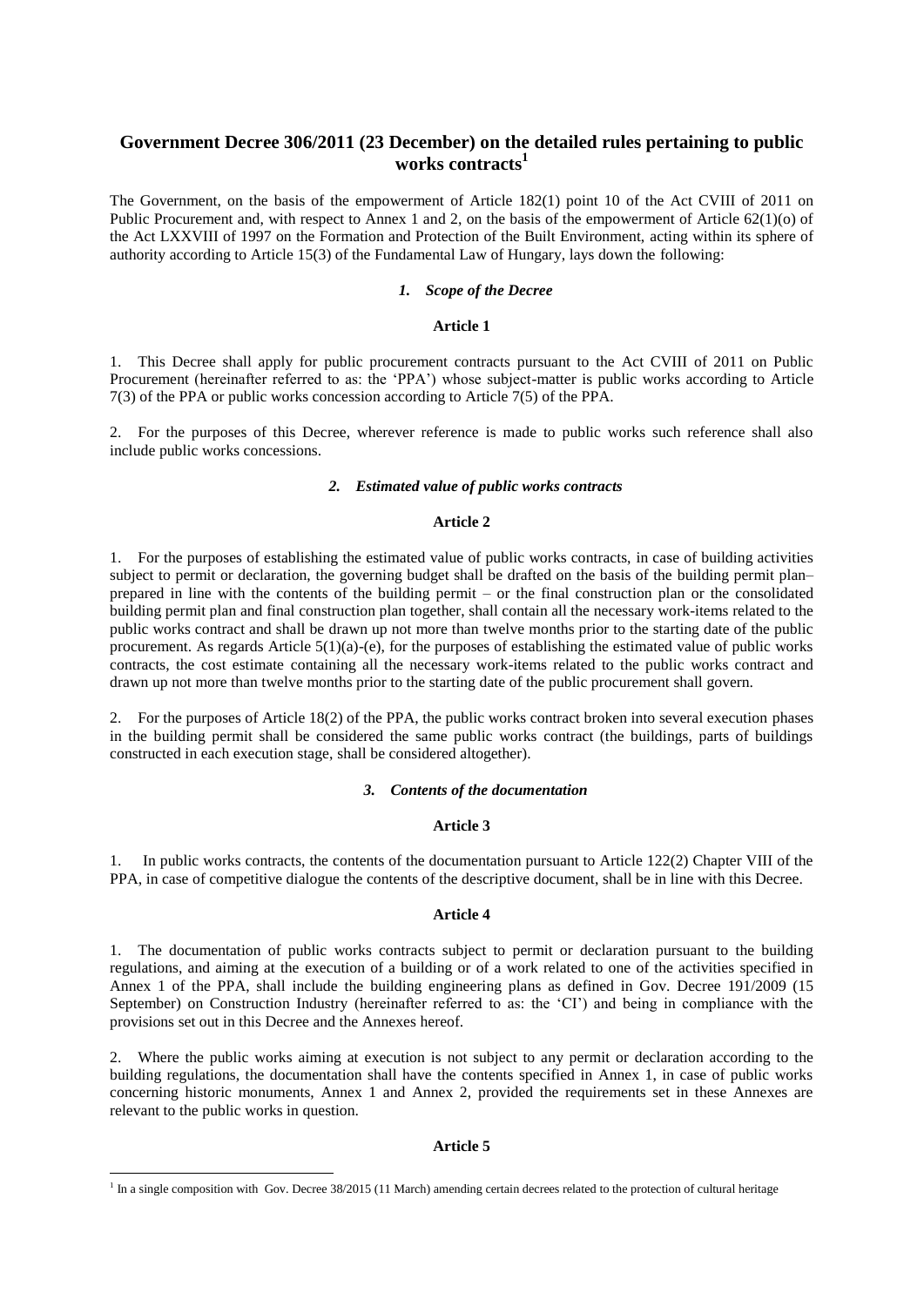# Government Decree 306/2011 (23 December) on the detailed rules pertaining to public works contracts[1]

The Government, on the basis of the empowerment of Article 182(1) point 10 of the Act CVIII of 2011 on Public Procurement and, with respect to Annex 1 and 2, on the basis of the empowerment of Article 62(1)(o) of the Act LXXVIII of 1997 on the Formation and Protection of the Built Environment, acting within its sphere of authority according to Article 15(3) of the Fundamental Law of Hungary, lays down the following:

## *1. Scope of the Decree*

### Article 1

1. This Decree shall apply for public procurement contracts pursuant to the Act CVIII of 2011 on Public Procurement (hereinafter referred to as: the 'PPA') whose subject-matter is public works according to Article 7(3) of the PPA or public works concession according to Article 7(5) of the PPA.

2. For the purposes of this Decree, wherever reference is made to public works such reference shall also include public works concessions.

## *2. Estimated value of public works contracts*

### Article 2

1. For the purposes of establishing the estimated value of public works contracts, in case of building activities subject to permit or declaration, the governing budget shall be drafted on the basis of the building permit plan– prepared in line with the contents of the building permit – or the final construction plan or the consolidated building permit plan and final construction plan together, shall contain all the necessary work-items related to the public works contract and shall be drawn up not more than twelve months prior to the starting date of the public procurement. As regards Article 5(1)(a)-(e), for the purposes of establishing the estimated value of public works contracts, the cost estimate containing all the necessary work-items related to the public works contract and drawn up not more than twelve months prior to the starting date of the public procurement shall govern.

2. For the purposes of Article 18(2) of the PPA, the public works contract broken into several execution phases in the building permit shall be considered the same public works contract (the buildings, parts of buildings constructed in each execution stage, shall be considered altogether).

## *3. Contents of the documentation*

### Article 3

1. In public works contracts, the contents of the documentation pursuant to Article 122(2) Chapter VIII of the PPA, in case of competitive dialogue the contents of the descriptive document, shall be in line with this Decree.

### Article 4

1. The documentation of public works contracts subject to permit or declaration pursuant to the building regulations, and aiming at the execution of a building or of a work related to one of the activities specified in Annex 1 of the PPA, shall include the building engineering plans as defined in Gov. Decree 191/2009 (15 September) on Construction Industry (hereinafter referred to as: the 'CI') and being in compliance with the provisions set out in this Decree and the Annexes hereof.

2. Where the public works aiming at execution is not subject to any permit or declaration according to the building regulations, the documentation shall have the contents specified in Annex 1, in case of public works concerning historic monuments, Annex 1 and Annex 2, provided the requirements set in these Annexes are relevant to the public works in question.

### Article 5

[1] In a single composition with Gov. Decree 38/2015 (11 March) amending certain decrees related to the protection of cultural heritage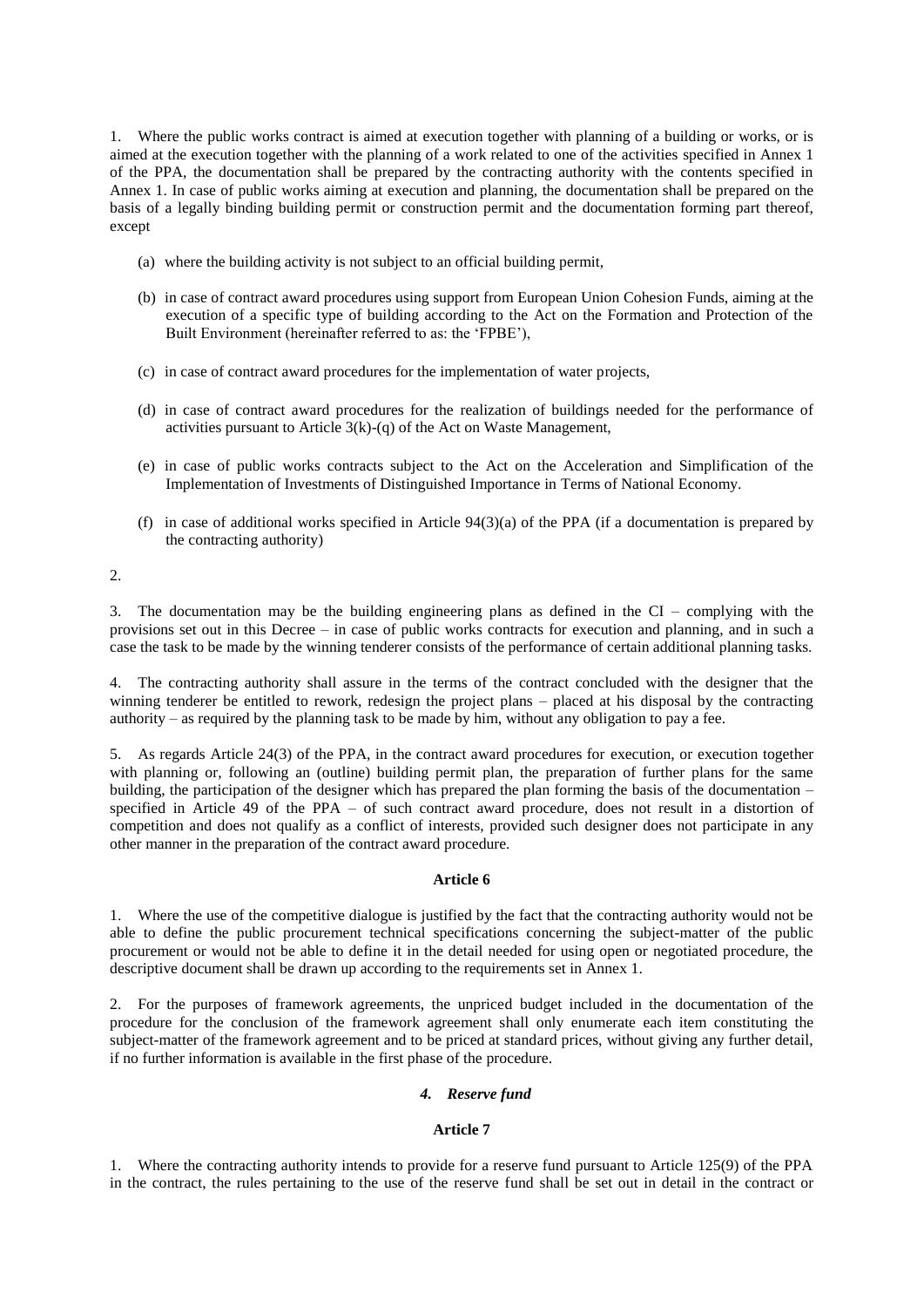1. Where the public works contract is aimed at execution together with planning of a building or works, or is aimed at the execution together with the planning of a work related to one of the activities specified in Annex 1 of the PPA, the documentation shall be prepared by the contracting authority with the contents specified in Annex 1. In case of public works aiming at execution and planning, the documentation shall be prepared on the basis of a legally binding building permit or construction permit and the documentation forming part thereof, except

   (a) where the building activity is not subject to an official building permit,

   (b) in case of contract award procedures using support from European Union Cohesion Funds, aiming at the execution of a specific type of building according to the Act on the Formation and Protection of the Built Environment (hereinafter referred to as: the 'FPBE'),

   (c) in case of contract award procedures for the implementation of water projects,

   (d) in case of contract award procedures for the realization of buildings needed for the performance of activities pursuant to Article 3(k)-(q) of the Act on Waste Management,

   (e) in case of public works contracts subject to the Act on the Acceleration and Simplification of the Implementation of Investments of Distinguished Importance in Terms of National Economy.

   (f) in case of additional works specified in Article 94(3)(a) of the PPA (if a documentation is prepared by the contracting authority)

2.

3. The documentation may be the building engineering plans as defined in the CI – complying with the provisions set out in this Decree – in case of public works contracts for execution and planning, and in such a case the task to be made by the winning tenderer consists of the performance of certain additional planning tasks.

4. The contracting authority shall assure in the terms of the contract concluded with the designer that the winning tenderer be entitled to rework, redesign the project plans – placed at his disposal by the contracting authority – as required by the planning task to be made by him, without any obligation to pay a fee.

5. As regards Article 24(3) of the PPA, in the contract award procedures for execution, or execution together with planning or, following an (outline) building permit plan, the preparation of further plans for the same building, the participation of the designer which has prepared the plan forming the basis of the documentation – specified in Article 49 of the PPA – of such contract award procedure, does not result in a distortion of competition and does not qualify as a conflict of interests, provided such designer does not participate in any other manner in the preparation of the contract award procedure.

**Article 6**

1. Where the use of the competitive dialogue is justified by the fact that the contracting authority would not be able to define the public procurement technical specifications concerning the subject-matter of the public procurement or would not be able to define it in the detail needed for using open or negotiated procedure, the descriptive document shall be drawn up according to the requirements set in Annex 1.

2. For the purposes of framework agreements, the unpriced budget included in the documentation of the procedure for the conclusion of the framework agreement shall only enumerate each item constituting the subject-matter of the framework agreement and to be priced at standard prices, without giving any further detail, if no further information is available in the first phase of the procedure.

### *4. Reserve fund*

**Article 7**

1. Where the contracting authority intends to provide for a reserve fund pursuant to Article 125(9) of the PPA in the contract, the rules pertaining to the use of the reserve fund shall be set out in detail in the contract or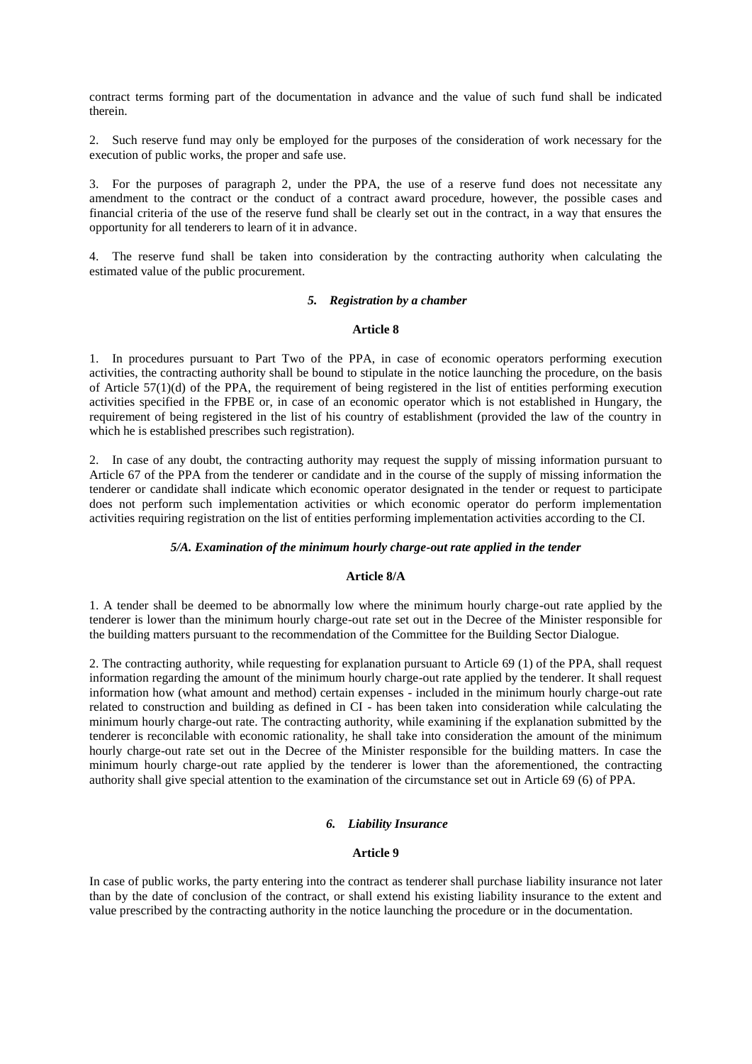contract terms forming part of the documentation in advance and the value of such fund shall be indicated therein.

2. Such reserve fund may only be employed for the purposes of the consideration of work necessary for the execution of public works, the proper and safe use.

3. For the purposes of paragraph 2, under the PPA, the use of a reserve fund does not necessitate any amendment to the contract or the conduct of a contract award procedure, however, the possible cases and financial criteria of the use of the reserve fund shall be clearly set out in the contract, in a way that ensures the opportunity for all tenderers to learn of it in advance.

4. The reserve fund shall be taken into consideration by the contracting authority when calculating the estimated value of the public procurement.

### *5. Registration by a chamber*

#### Article 8

1. In procedures pursuant to Part Two of the PPA, in case of economic operators performing execution activities, the contracting authority shall be bound to stipulate in the notice launching the procedure, on the basis of Article 57(1)(d) of the PPA, the requirement of being registered in the list of entities performing execution activities specified in the FPBE or, in case of an economic operator which is not established in Hungary, the requirement of being registered in the list of his country of establishment (provided the law of the country in which he is established prescribes such registration).

2. In case of any doubt, the contracting authority may request the supply of missing information pursuant to Article 67 of the PPA from the tenderer or candidate and in the course of the supply of missing information the tenderer or candidate shall indicate which economic operator designated in the tender or request to participate does not perform such implementation activities or which economic operator do perform implementation activities requiring registration on the list of entities performing implementation activities according to the CI.

### *5/A. Examination of the minimum hourly charge-out rate applied in the tender*

#### Article 8/A

1. A tender shall be deemed to be abnormally low where the minimum hourly charge-out rate applied by the tenderer is lower than the minimum hourly charge-out rate set out in the Decree of the Minister responsible for the building matters pursuant to the recommendation of the Committee for the Building Sector Dialogue.

2. The contracting authority, while requesting for explanation pursuant to Article 69 (1) of the PPA, shall request information regarding the amount of the minimum hourly charge-out rate applied by the tenderer. It shall request information how (what amount and method) certain expenses - included in the minimum hourly charge-out rate related to construction and building as defined in CI - has been taken into consideration while calculating the minimum hourly charge-out rate. The contracting authority, while examining if the explanation submitted by the tenderer is reconcilable with economic rationality, he shall take into consideration the amount of the minimum hourly charge-out rate set out in the Decree of the Minister responsible for the building matters. In case the minimum hourly charge-out rate applied by the tenderer is lower than the aforementioned, the contracting authority shall give special attention to the examination of the circumstance set out in Article 69 (6) of PPA.

### *6. Liability Insurance*

#### Article 9

In case of public works, the party entering into the contract as tenderer shall purchase liability insurance not later than by the date of conclusion of the contract, or shall extend his existing liability insurance to the extent and value prescribed by the contracting authority in the notice launching the procedure or in the documentation.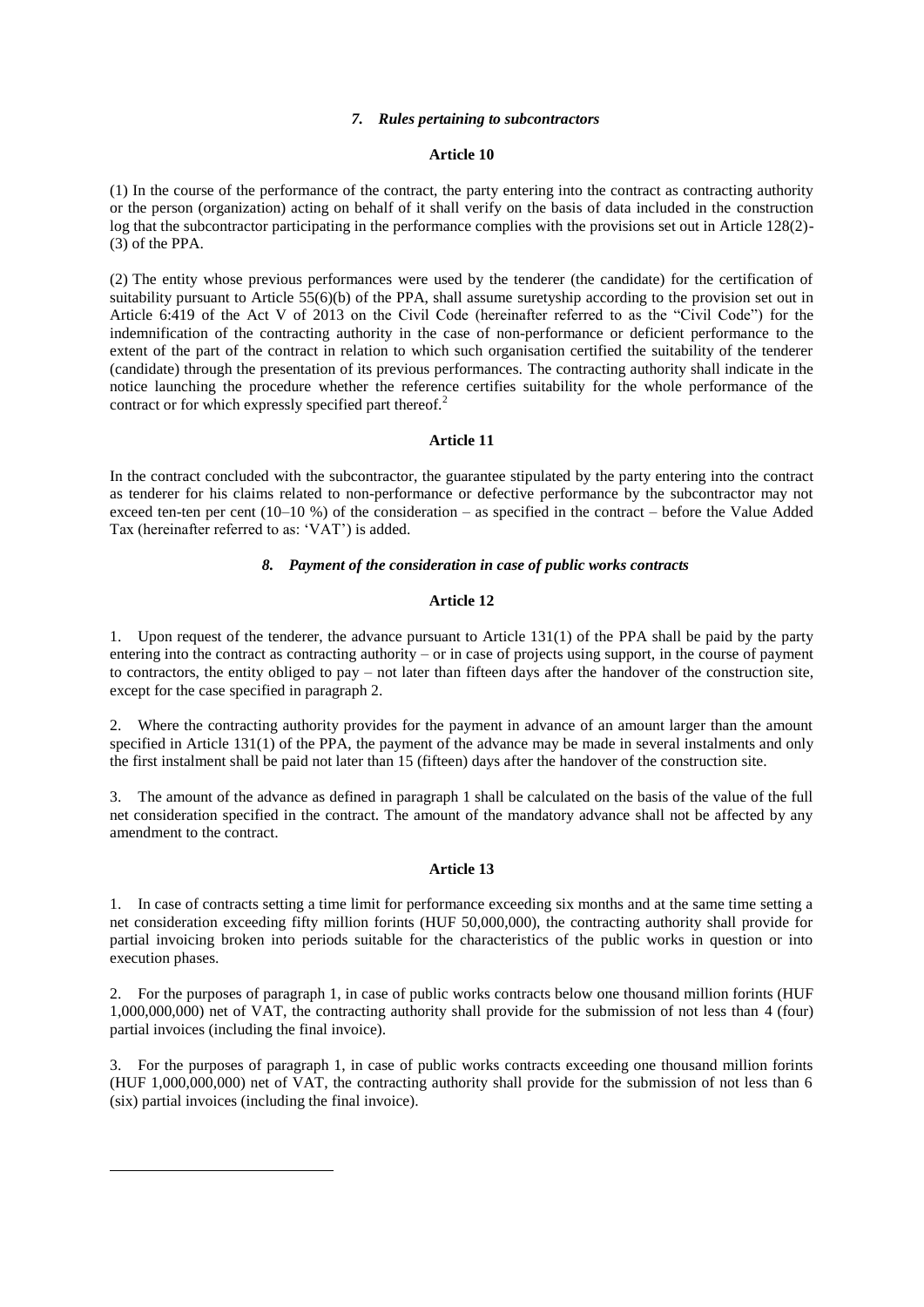### *7. Rules pertaining to subcontractors*

**Article 10**

(1) In the course of the performance of the contract, the party entering into the contract as contracting authority or the person (organization) acting on behalf of it shall verify on the basis of data included in the construction log that the subcontractor participating in the performance complies with the provisions set out in Article 128(2)-(3) of the PPA.

(2) The entity whose previous performances were used by the tenderer (the candidate) for the certification of suitability pursuant to Article 55(6)(b) of the PPA, shall assume suretyship according to the provision set out in Article 6:419 of the Act V of 2013 on the Civil Code (hereinafter referred to as the "Civil Code") for the indemnification of the contracting authority in the case of non-performance or deficient performance to the extent of the part of the contract in relation to which such organisation certified the suitability of the tenderer (candidate) through the presentation of its previous performances. The contracting authority shall indicate in the notice launching the procedure whether the reference certifies suitability for the whole performance of the contract or for which expressly specified part thereof.[2]

**Article 11**

In the contract concluded with the subcontractor, the guarantee stipulated by the party entering into the contract as tenderer for his claims related to non-performance or defective performance by the subcontractor may not exceed ten-ten per cent (10–10 %) of the consideration – as specified in the contract – before the Value Added Tax (hereinafter referred to as: 'VAT') is added.

### *8. Payment of the consideration in case of public works contracts*

**Article 12**

1. Upon request of the tenderer, the advance pursuant to Article 131(1) of the PPA shall be paid by the party entering into the contract as contracting authority – or in case of projects using support, in the course of payment to contractors, the entity obliged to pay – not later than fifteen days after the handover of the construction site, except for the case specified in paragraph 2.

2. Where the contracting authority provides for the payment in advance of an amount larger than the amount specified in Article 131(1) of the PPA, the payment of the advance may be made in several instalments and only the first instalment shall be paid not later than 15 (fifteen) days after the handover of the construction site.

3. The amount of the advance as defined in paragraph 1 shall be calculated on the basis of the value of the full net consideration specified in the contract. The amount of the mandatory advance shall not be affected by any amendment to the contract.

**Article 13**

1. In case of contracts setting a time limit for performance exceeding six months and at the same time setting a net consideration exceeding fifty million forints (HUF 50,000,000), the contracting authority shall provide for partial invoicing broken into periods suitable for the characteristics of the public works in question or into execution phases.

2. For the purposes of paragraph 1, in case of public works contracts below one thousand million forints (HUF 1,000,000,000) net of VAT, the contracting authority shall provide for the submission of not less than 4 (four) partial invoices (including the final invoice).

3. For the purposes of paragraph 1, in case of public works contracts exceeding one thousand million forints (HUF 1,000,000,000) net of VAT, the contracting authority shall provide for the submission of not less than 6 (six) partial invoices (including the final invoice).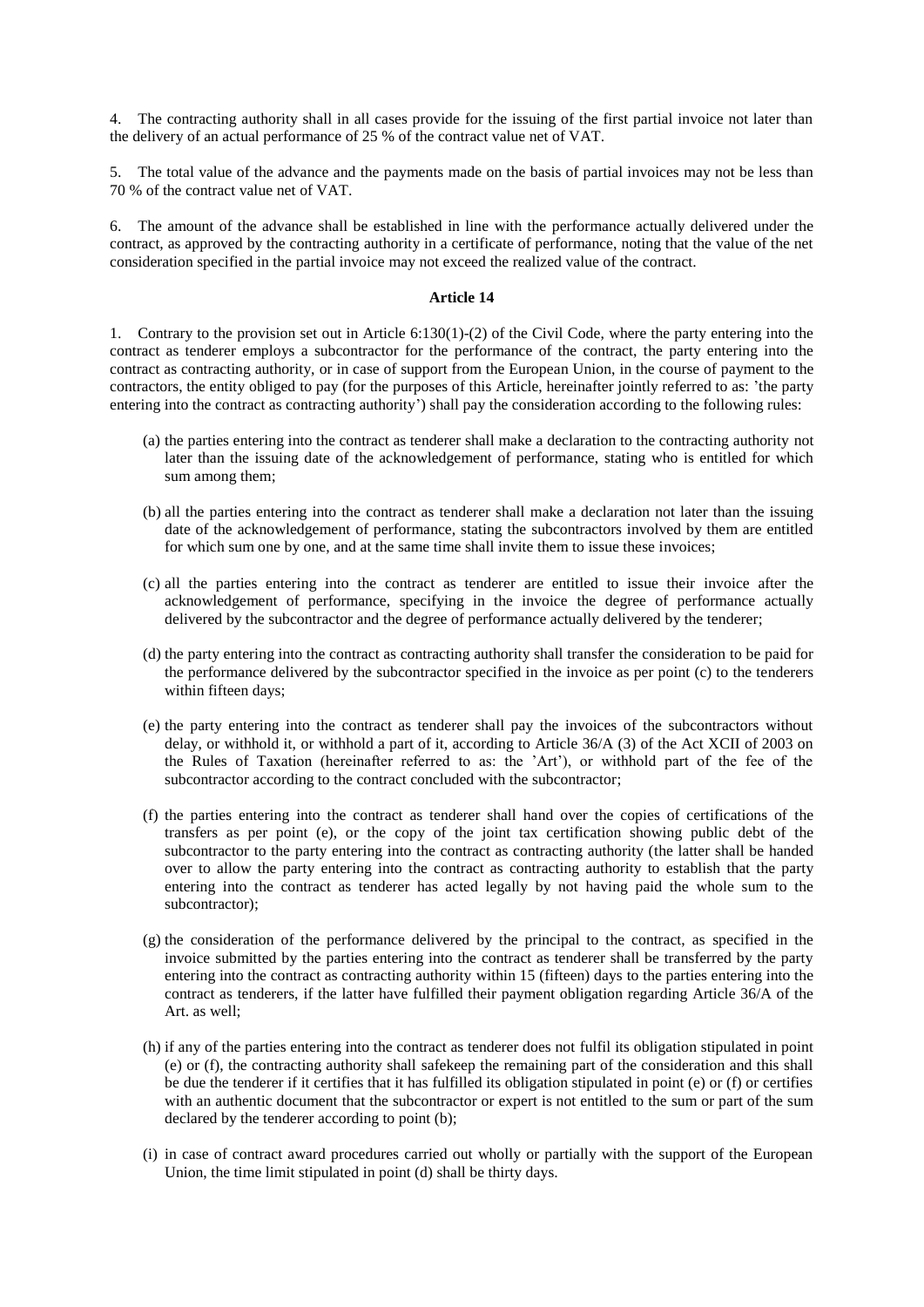4. The contracting authority shall in all cases provide for the issuing of the first partial invoice not later than the delivery of an actual performance of 25 % of the contract value net of VAT.

5. The total value of the advance and the payments made on the basis of partial invoices may not be less than 70 % of the contract value net of VAT.

6. The amount of the advance shall be established in line with the performance actually delivered under the contract, as approved by the contracting authority in a certificate of performance, noting that the value of the net consideration specified in the partial invoice may not exceed the realized value of the contract.

**Article 14**

1. Contrary to the provision set out in Article 6:130(1)-(2) of the Civil Code, where the party entering into the contract as tenderer employs a subcontractor for the performance of the contract, the party entering into the contract as contracting authority, or in case of support from the European Union, in the course of payment to the contractors, the entity obliged to pay (for the purposes of this Article, hereinafter jointly referred to as: 'the party entering into the contract as contracting authority') shall pay the consideration according to the following rules:

(a) the parties entering into the contract as tenderer shall make a declaration to the contracting authority not later than the issuing date of the acknowledgement of performance, stating who is entitled for which sum among them;

(b) all the parties entering into the contract as tenderer shall make a declaration not later than the issuing date of the acknowledgement of performance, stating the subcontractors involved by them are entitled for which sum one by one, and at the same time shall invite them to issue these invoices;

(c) all the parties entering into the contract as tenderer are entitled to issue their invoice after the acknowledgement of performance, specifying in the invoice the degree of performance actually delivered by the subcontractor and the degree of performance actually delivered by the tenderer;

(d) the party entering into the contract as contracting authority shall transfer the consideration to be paid for the performance delivered by the subcontractor specified in the invoice as per point (c) to the tenderers within fifteen days;

(e) the party entering into the contract as tenderer shall pay the invoices of the subcontractors without delay, or withhold it, or withhold a part of it, according to Article 36/A (3) of the Act XCII of 2003 on the Rules of Taxation (hereinafter referred to as: the 'Art'), or withhold part of the fee of the subcontractor according to the contract concluded with the subcontractor;

(f) the parties entering into the contract as tenderer shall hand over the copies of certifications of the transfers as per point (e), or the copy of the joint tax certification showing public debt of the subcontractor to the party entering into the contract as contracting authority (the latter shall be handed over to allow the party entering into the contract as contracting authority to establish that the party entering into the contract as tenderer has acted legally by not having paid the whole sum to the subcontractor);

(g) the consideration of the performance delivered by the principal to the contract, as specified in the invoice submitted by the parties entering into the contract as tenderer shall be transferred by the party entering into the contract as contracting authority within 15 (fifteen) days to the parties entering into the contract as tenderers, if the latter have fulfilled their payment obligation regarding Article 36/A of the Art. as well;

(h) if any of the parties entering into the contract as tenderer does not fulfil its obligation stipulated in point (e) or (f), the contracting authority shall safekeep the remaining part of the consideration and this shall be due the tenderer if it certifies that it has fulfilled its obligation stipulated in point (e) or (f) or certifies with an authentic document that the subcontractor or expert is not entitled to the sum or part of the sum declared by the tenderer according to point (b);

(i) in case of contract award procedures carried out wholly or partially with the support of the European Union, the time limit stipulated in point (d) shall be thirty days.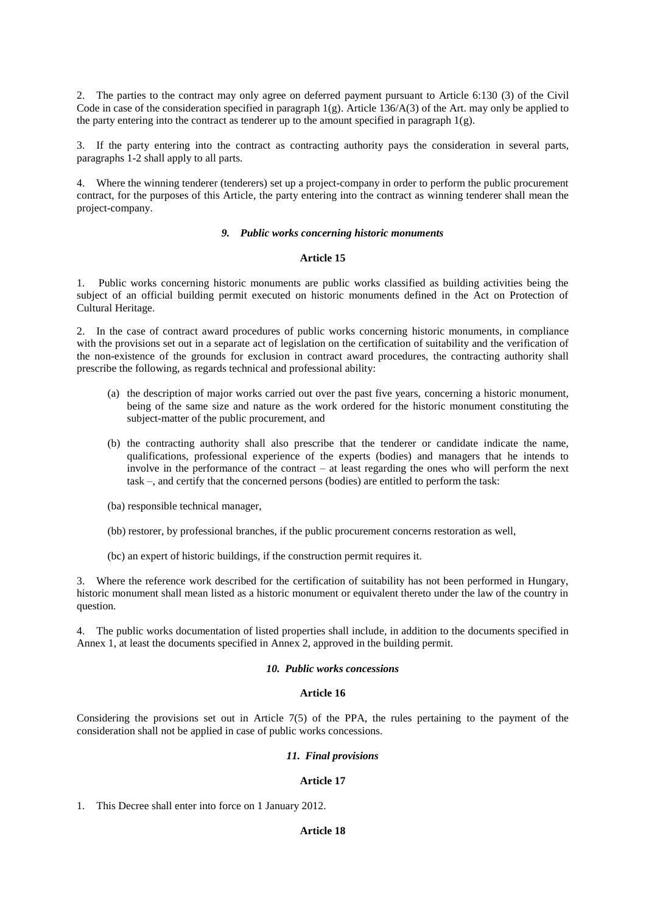2. The parties to the contract may only agree on deferred payment pursuant to Article 6:130 (3) of the Civil Code in case of the consideration specified in paragraph 1(g). Article 136/A(3) of the Art. may only be applied to the party entering into the contract as tenderer up to the amount specified in paragraph 1(g).

3. If the party entering into the contract as contracting authority pays the consideration in several parts, paragraphs 1-2 shall apply to all parts.

4. Where the winning tenderer (tenderers) set up a project-company in order to perform the public procurement contract, for the purposes of this Article, the party entering into the contract as winning tenderer shall mean the project-company.

### *9. Public works concerning historic monuments*

#### Article 15

1. Public works concerning historic monuments are public works classified as building activities being the subject of an official building permit executed on historic monuments defined in the Act on Protection of Cultural Heritage.

2. In the case of contract award procedures of public works concerning historic monuments, in compliance with the provisions set out in a separate act of legislation on the certification of suitability and the verification of the non-existence of the grounds for exclusion in contract award procedures, the contracting authority shall prescribe the following, as regards technical and professional ability:

(a) the description of major works carried out over the past five years, concerning a historic monument, being of the same size and nature as the work ordered for the historic monument constituting the subject-matter of the public procurement, and

(b) the contracting authority shall also prescribe that the tenderer or candidate indicate the name, qualifications, professional experience of the experts (bodies) and managers that he intends to involve in the performance of the contract – at least regarding the ones who will perform the next task –, and certify that the concerned persons (bodies) are entitled to perform the task:

(ba) responsible technical manager,

(bb) restorer, by professional branches, if the public procurement concerns restoration as well,

(bc) an expert of historic buildings, if the construction permit requires it.

3. Where the reference work described for the certification of suitability has not been performed in Hungary, historic monument shall mean listed as a historic monument or equivalent thereto under the law of the country in question.

4. The public works documentation of listed properties shall include, in addition to the documents specified in Annex 1, at least the documents specified in Annex 2, approved in the building permit.

### *10. Public works concessions*

#### Article 16

Considering the provisions set out in Article 7(5) of the PPA, the rules pertaining to the payment of the consideration shall not be applied in case of public works concessions.

### *11. Final provisions*

#### Article 17

1. This Decree shall enter into force on 1 January 2012.

#### Article 18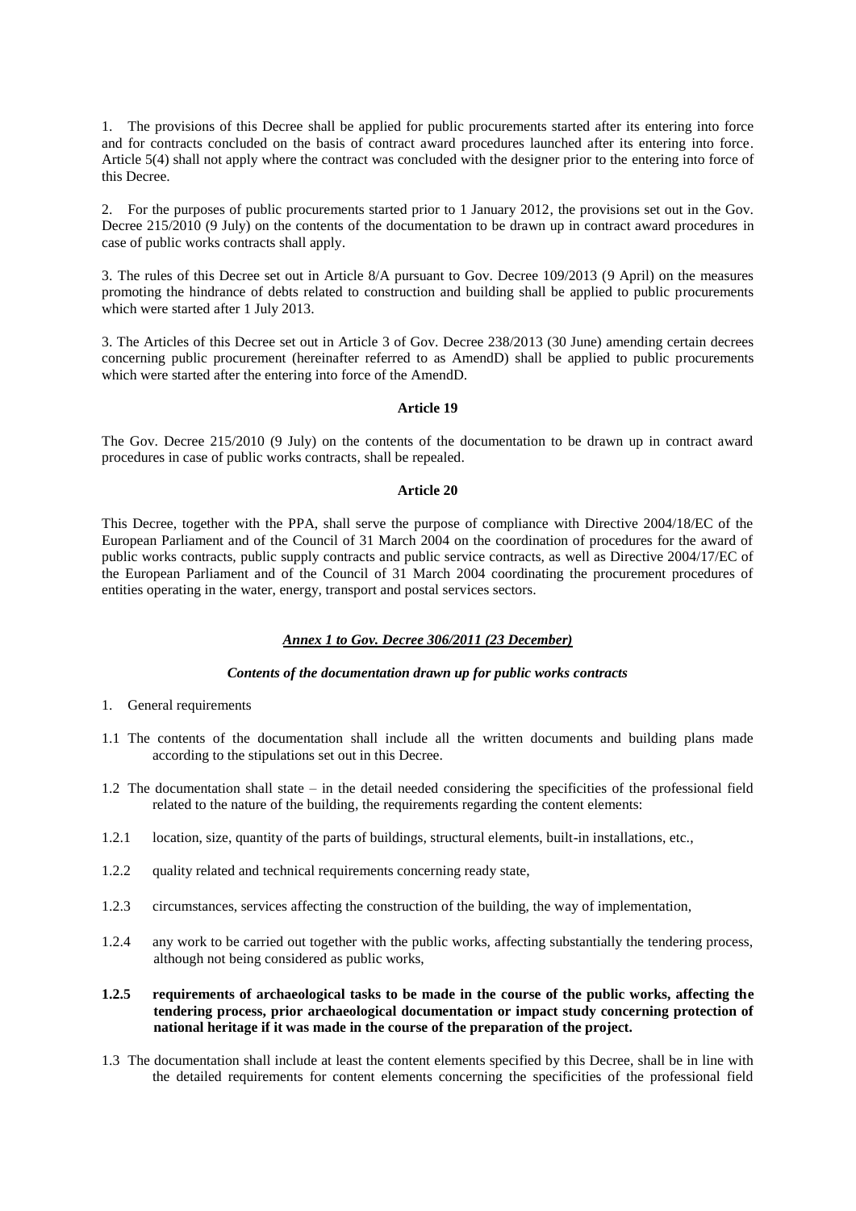1. The provisions of this Decree shall be applied for public procurements started after its entering into force and for contracts concluded on the basis of contract award procedures launched after its entering into force. Article 5(4) shall not apply where the contract was concluded with the designer prior to the entering into force of this Decree.

2. For the purposes of public procurements started prior to 1 January 2012, the provisions set out in the Gov. Decree 215/2010 (9 July) on the contents of the documentation to be drawn up in contract award procedures in case of public works contracts shall apply.

3. The rules of this Decree set out in Article 8/A pursuant to Gov. Decree 109/2013 (9 April) on the measures promoting the hindrance of debts related to construction and building shall be applied to public procurements which were started after 1 July 2013.

3. The Articles of this Decree set out in Article 3 of Gov. Decree 238/2013 (30 June) amending certain decrees concerning public procurement (hereinafter referred to as AmendD) shall be applied to public procurements which were started after the entering into force of the AmendD.

**Article 19**

The Gov. Decree 215/2010 (9 July) on the contents of the documentation to be drawn up in contract award procedures in case of public works contracts, shall be repealed.

**Article 20**

This Decree, together with the PPA, shall serve the purpose of compliance with Directive 2004/18/EC of the European Parliament and of the Council of 31 March 2004 on the coordination of procedures for the award of public works contracts, public supply contracts and public service contracts, as well as Directive 2004/17/EC of the European Parliament and of the Council of 31 March 2004 coordinating the procurement procedures of entities operating in the water, energy, transport and postal services sectors.

***Annex 1 to Gov. Decree 306/2011 (23 December)***

***Contents of the documentation drawn up for public works contracts***

1. General requirements

1.1 The contents of the documentation shall include all the written documents and building plans made according to the stipulations set out in this Decree.

1.2 The documentation shall state – in the detail needed considering the specificities of the professional field related to the nature of the building, the requirements regarding the content elements:

1.2.1 location, size, quantity of the parts of buildings, structural elements, built-in installations, etc.,

1.2.2 quality related and technical requirements concerning ready state,

1.2.3 circumstances, services affecting the construction of the building, the way of implementation,

1.2.4 any work to be carried out together with the public works, affecting substantially the tendering process, although not being considered as public works,

**1.2.5 requirements of archaeological tasks to be made in the course of the public works, affecting the tendering process, prior archaeological documentation or impact study concerning protection of national heritage if it was made in the course of the preparation of the project.**

1.3 The documentation shall include at least the content elements specified by this Decree, shall be in line with the detailed requirements for content elements concerning the specificities of the professional field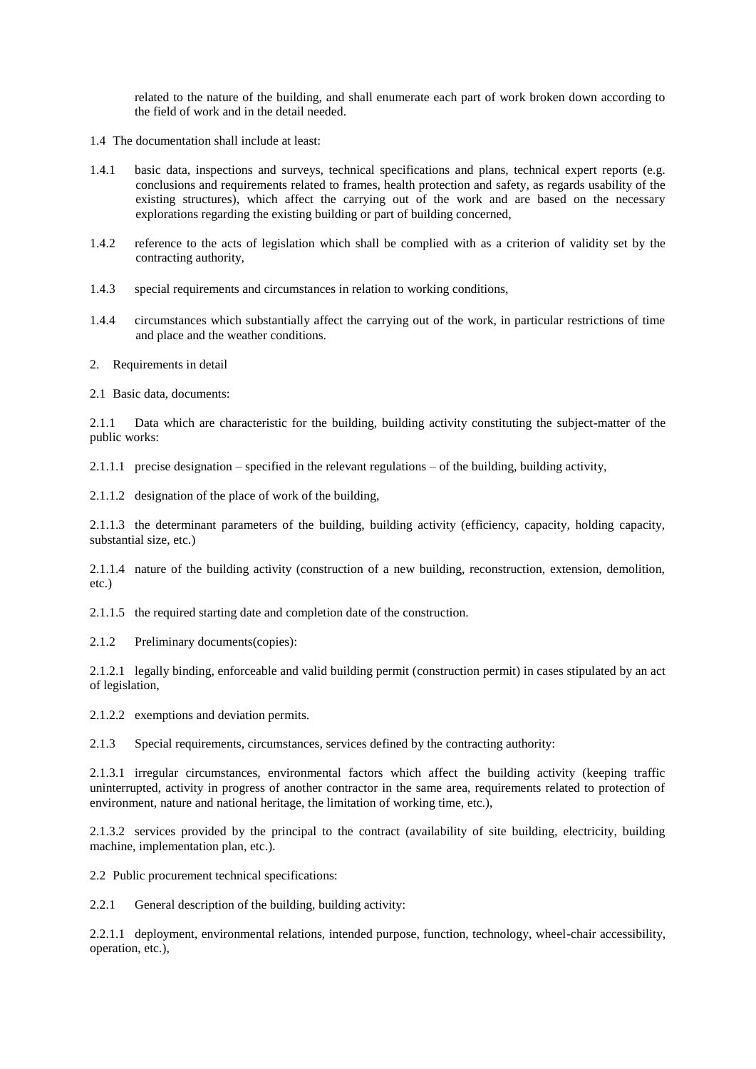related to the nature of the building, and shall enumerate each part of work broken down according to the field of work and in the detail needed.

1.4 The documentation shall include at least:

1.4.1 basic data, inspections and surveys, technical specifications and plans, technical expert reports (e.g. conclusions and requirements related to frames, health protection and safety, as regards usability of the existing structures), which affect the carrying out of the work and are based on the necessary explorations regarding the existing building or part of building concerned,

1.4.2 reference to the acts of legislation which shall be complied with as a criterion of validity set by the contracting authority,

1.4.3 special requirements and circumstances in relation to working conditions,

1.4.4 circumstances which substantially affect the carrying out of the work, in particular restrictions of time and place and the weather conditions.

2. Requirements in detail

2.1 Basic data, documents:

2.1.1 Data which are characteristic for the building, building activity constituting the subject-matter of the public works:

2.1.1.1 precise designation – specified in the relevant regulations – of the building, building activity,

2.1.1.2 designation of the place of work of the building,

2.1.1.3 the determinant parameters of the building, building activity (efficiency, capacity, holding capacity, substantial size, etc.)

2.1.1.4 nature of the building activity (construction of a new building, reconstruction, extension, demolition, etc.)

2.1.1.5 the required starting date and completion date of the construction.

2.1.2 Preliminary documents(copies):

2.1.2.1 legally binding, enforceable and valid building permit (construction permit) in cases stipulated by an act of legislation,

2.1.2.2 exemptions and deviation permits.

2.1.3 Special requirements, circumstances, services defined by the contracting authority:

2.1.3.1 irregular circumstances, environmental factors which affect the building activity (keeping traffic uninterrupted, activity in progress of another contractor in the same area, requirements related to protection of environment, nature and national heritage, the limitation of working time, etc.),

2.1.3.2 services provided by the principal to the contract (availability of site building, electricity, building machine, implementation plan, etc.).

2.2 Public procurement technical specifications:

2.2.1 General description of the building, building activity:

2.2.1.1 deployment, environmental relations, intended purpose, function, technology, wheel-chair accessibility, operation, etc.),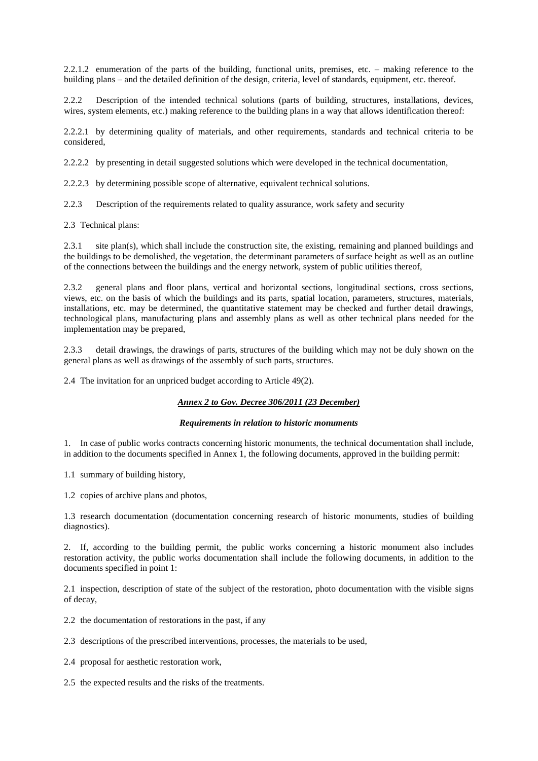2.2.1.2 enumeration of the parts of the building, functional units, premises, etc. – making reference to the building plans – and the detailed definition of the design, criteria, level of standards, equipment, etc. thereof.

2.2.2 Description of the intended technical solutions (parts of building, structures, installations, devices, wires, system elements, etc.) making reference to the building plans in a way that allows identification thereof:

2.2.2.1 by determining quality of materials, and other requirements, standards and technical criteria to be considered,

2.2.2.2 by presenting in detail suggested solutions which were developed in the technical documentation,

2.2.2.3 by determining possible scope of alternative, equivalent technical solutions.

2.2.3 Description of the requirements related to quality assurance, work safety and security

2.3 Technical plans:

2.3.1 site plan(s), which shall include the construction site, the existing, remaining and planned buildings and the buildings to be demolished, the vegetation, the determinant parameters of surface height as well as an outline of the connections between the buildings and the energy network, system of public utilities thereof,

2.3.2 general plans and floor plans, vertical and horizontal sections, longitudinal sections, cross sections, views, etc. on the basis of which the buildings and its parts, spatial location, parameters, structures, materials, installations, etc. may be determined, the quantitative statement may be checked and further detail drawings, technological plans, manufacturing plans and assembly plans as well as other technical plans needed for the implementation may be prepared,

2.3.3 detail drawings, the drawings of parts, structures of the building which may not be duly shown on the general plans as well as drawings of the assembly of such parts, structures.

2.4 The invitation for an unpriced budget according to Article 49(2).

***Annex 2 to Gov. Decree 306/2011 (23 December)***

***Requirements in relation to historic monuments***

1. In case of public works contracts concerning historic monuments, the technical documentation shall include, in addition to the documents specified in Annex 1, the following documents, approved in the building permit:

1.1 summary of building history,

1.2 copies of archive plans and photos,

1.3 research documentation (documentation concerning research of historic monuments, studies of building diagnostics).

2. If, according to the building permit, the public works concerning a historic monument also includes restoration activity, the public works documentation shall include the following documents, in addition to the documents specified in point 1:

2.1 inspection, description of state of the subject of the restoration, photo documentation with the visible signs of decay,

2.2 the documentation of restorations in the past, if any

2.3 descriptions of the prescribed interventions, processes, the materials to be used,

2.4 proposal for aesthetic restoration work,

2.5 the expected results and the risks of the treatments.